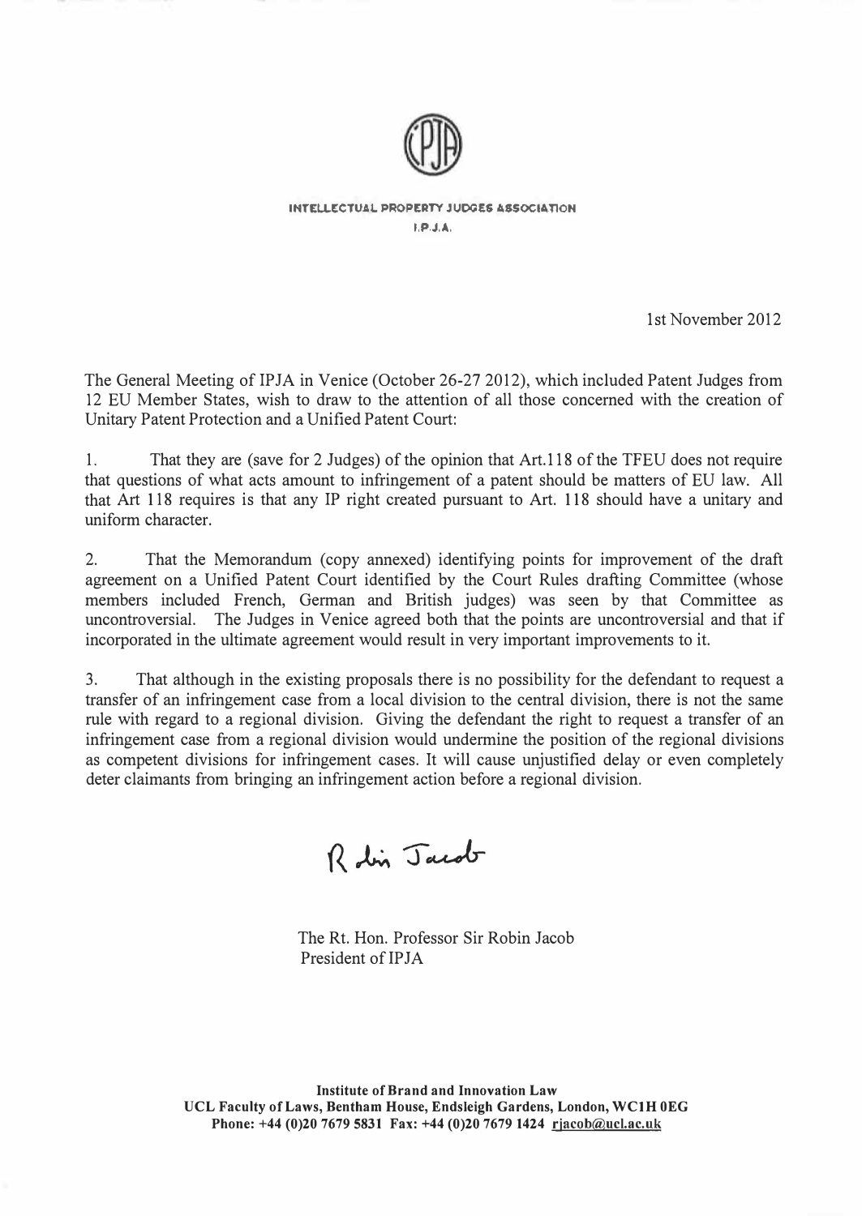INTELLECTUAL PROPERTY JUDGES ASSOCIATION
I.P.J.A.

1st November 2012

The General Meeting of IPJA in Venice (October 26-27 2012), which included Patent Judges from 12 EU Member States, wish to draw to the attention of all those concerned with the creation of Unitary Patent Protection and a Unified Patent Court:

1. That they are (save for 2 Judges) of the opinion that Art.118 of the TFEU does not require that questions of what acts amount to infringement of a patent should be matters of EU law. All that Art 118 requires is that any IP right created pursuant to Art. 118 should have a unitary and uniform character.

2. That the Memorandum (copy annexed) identifying points for improvement of the draft agreement on a Unified Patent Court identified by the Court Rules drafting Committee (whose members included French, German and British judges) was seen by that Committee as uncontroversial. The Judges in Venice agreed both that the points are uncontroversial and that if incorporated in the ultimate agreement would result in very important improvements to it.

3. That although in the existing proposals there is no possibility for the defendant to request a transfer of an infringement case from a local division to the central division, there is not the same rule with regard to a regional division. Giving the defendant the right to request a transfer of an infringement case from a regional division would undermine the position of the regional divisions as competent divisions for infringement cases. It will cause unjustified delay or even completely deter claimants from bringing an infringement action before a regional division.

Robin Jacob

The Rt. Hon. Professor Sir Robin Jacob
President of IPJA

**Institute of Brand and Innovation Law**
**UCL Faculty of Laws, Bentham House, Endsleigh Gardens, London, WC1H 0EG**
**Phone: +44 (0)20 7679 5831 Fax: +44 (0)20 7679 1424 rjacob@ucl.ac.uk**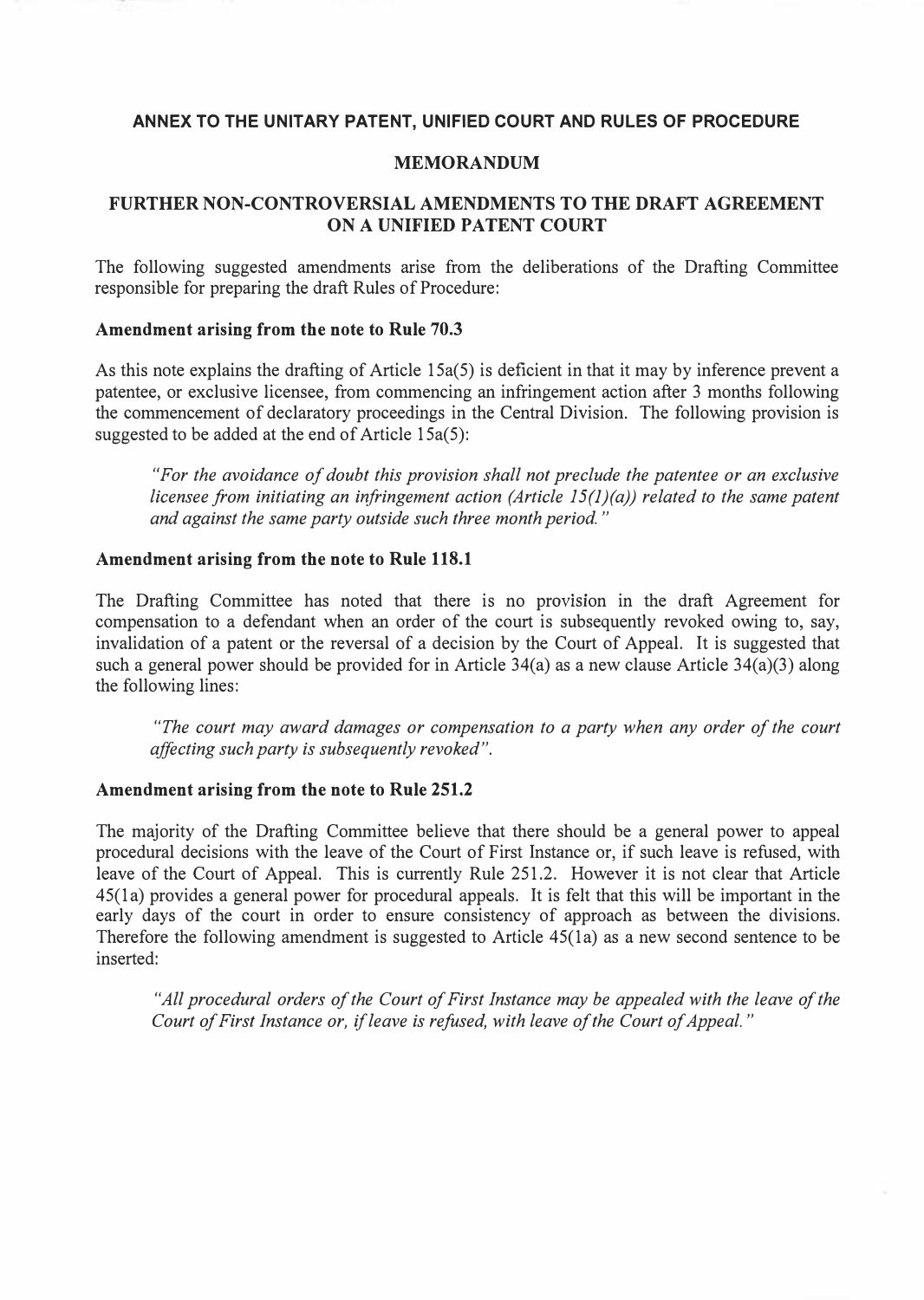**ANNEX TO THE UNITARY PATENT, UNIFIED COURT AND RULES OF PROCEDURE**

**MEMORANDUM**

**FURTHER NON-CONTROVERSIAL AMENDMENTS TO THE DRAFT AGREEMENT ON A UNIFIED PATENT COURT**

The following suggested amendments arise from the deliberations of the Drafting Committee responsible for preparing the draft Rules of Procedure:

**Amendment arising from the note to Rule 70.3**

As this note explains the drafting of Article 15a(5) is deficient in that it may by inference prevent a patentee, or exclusive licensee, from commencing an infringement action after 3 months following the commencement of declaratory proceedings in the Central Division. The following provision is suggested to be added at the end of Article 15a(5):

> *"For the avoidance of doubt this provision shall not preclude the patentee or an exclusive licensee from initiating an infringement action (Article 15(1)(a)) related to the same patent and against the same party outside such three month period."*

**Amendment arising from the note to Rule 118.1**

The Drafting Committee has noted that there is no provision in the draft Agreement for compensation to a defendant when an order of the court is subsequently revoked owing to, say, invalidation of a patent or the reversal of a decision by the Court of Appeal. It is suggested that such a general power should be provided for in Article 34(a) as a new clause Article 34(a)(3) along the following lines:

> *"The court may award damages or compensation to a party when any order of the court affecting such party is subsequently revoked".*

**Amendment arising from the note to Rule 251.2**

The majority of the Drafting Committee believe that there should be a general power to appeal procedural decisions with the leave of the Court of First Instance or, if such leave is refused, with leave of the Court of Appeal. This is currently Rule 251.2. However it is not clear that Article 45(1a) provides a general power for procedural appeals. It is felt that this will be important in the early days of the court in order to ensure consistency of approach as between the divisions. Therefore the following amendment is suggested to Article 45(1a) as a new second sentence to be inserted:

> *"All procedural orders of the Court of First Instance may be appealed with the leave of the Court of First Instance or, if leave is refused, with leave of the Court of Appeal."*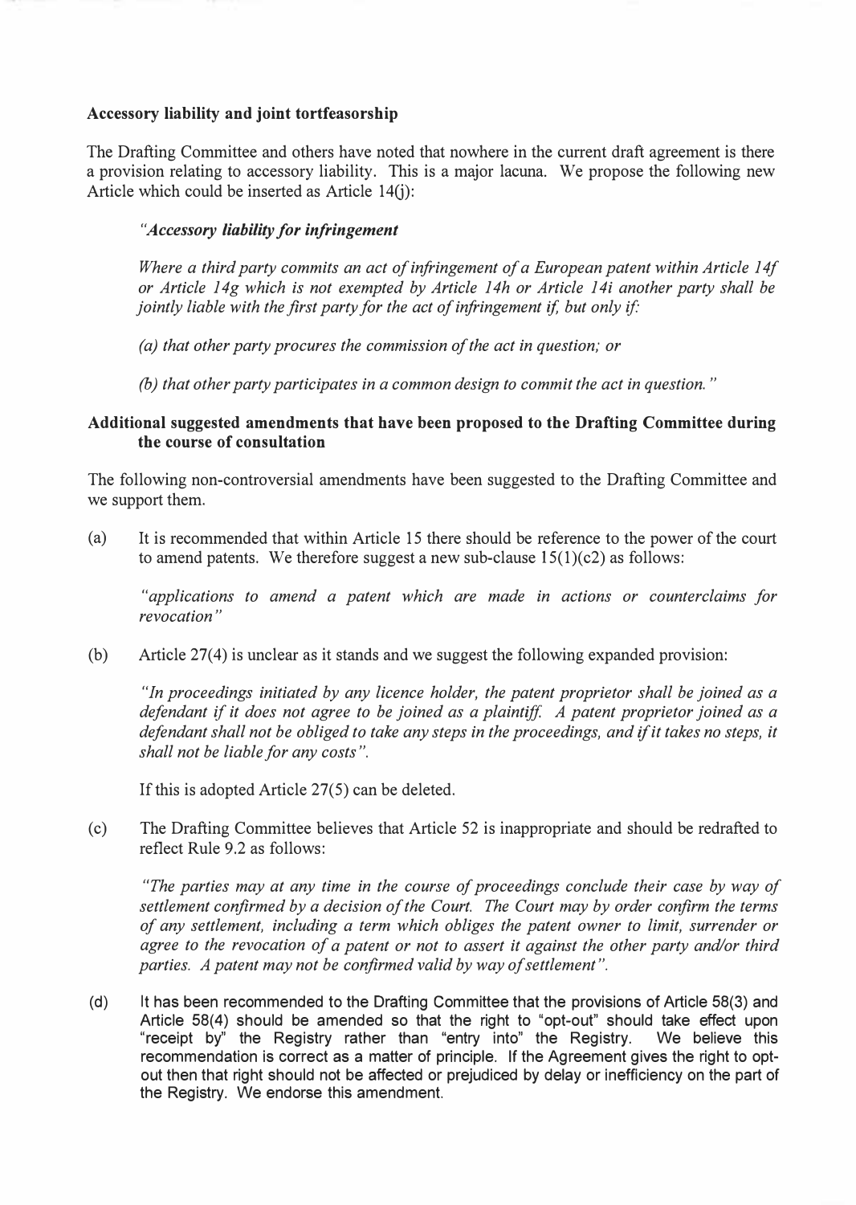**Accessory liability and joint tortfeasorship**

The Drafting Committee and others have noted that nowhere in the current draft agreement is there a provision relating to accessory liability. This is a major lacuna. We propose the following new Article which could be inserted as Article 14(j):

> *"**Accessory liability for infringement***
>
> *Where a third party commits an act of infringement of a European patent within Article 14f or Article 14g which is not exempted by Article 14h or Article 14i another party shall be jointly liable with the first party for the act of infringement if, but only if:*
>
> *(a) that other party procures the commission of the act in question; or*
>
> *(b) that other party participates in a common design to commit the act in question."*

**Additional suggested amendments that have been proposed to the Drafting Committee during the course of consultation**

The following non-controversial amendments have been suggested to the Drafting Committee and we support them.

(a) It is recommended that within Article 15 there should be reference to the power of the court to amend patents. We therefore suggest a new sub-clause 15(1)(c2) as follows:

> *"applications to amend a patent which are made in actions or counterclaims for revocation"*

(b) Article 27(4) is unclear as it stands and we suggest the following expanded provision:

> *"In proceedings initiated by any licence holder, the patent proprietor shall be joined as a defendant if it does not agree to be joined as a plaintiff. A patent proprietor joined as a defendant shall not be obliged to take any steps in the proceedings, and if it takes no steps, it shall not be liable for any costs".*

If this is adopted Article 27(5) can be deleted.

(c) The Drafting Committee believes that Article 52 is inappropriate and should be redrafted to reflect Rule 9.2 as follows:

> *"The parties may at any time in the course of proceedings conclude their case by way of settlement confirmed by a decision of the Court. The Court may by order confirm the terms of any settlement, including a term which obliges the patent owner to limit, surrender or agree to the revocation of a patent or not to assert it against the other party and/or third parties. A patent may not be confirmed valid by way of settlement".*

(d) It has been recommended to the Drafting Committee that the provisions of Article 58(3) and Article 58(4) should be amended so that the right to "opt-out" should take effect upon "receipt by" the Registry rather than "entry into" the Registry. We believe this recommendation is correct as a matter of principle. If the Agreement gives the right to opt-out then that right should not be affected or prejudiced by delay or inefficiency on the part of the Registry. We endorse this amendment.